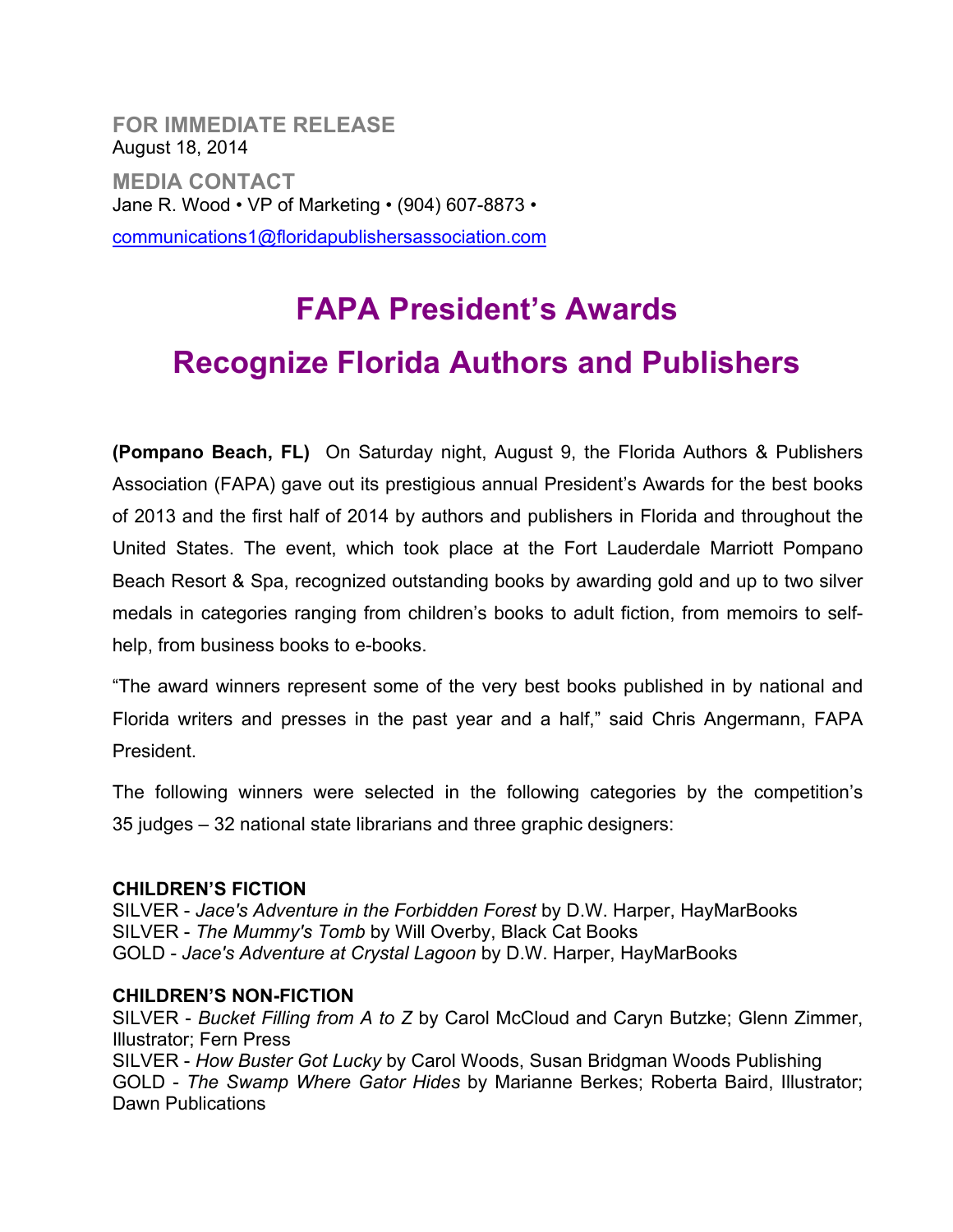**FOR IMMEDIATE RELEASE**
August 18, 2014

**MEDIA CONTACT**
Jane R. Wood • VP of Marketing • (904) 607-8873 •
communications1@floridapublishersassociation.com

# FAPA President's Awards
# Recognize Florida Authors and Publishers

**(Pompano Beach, FL)** On Saturday night, August 9, the Florida Authors & Publishers Association (FAPA) gave out its prestigious annual President's Awards for the best books of 2013 and the first half of 2014 by authors and publishers in Florida and throughout the United States. The event, which took place at the Fort Lauderdale Marriott Pompano Beach Resort & Spa, recognized outstanding books by awarding gold and up to two silver medals in categories ranging from children's books to adult fiction, from memoirs to self-help, from business books to e-books.

"The award winners represent some of the very best books published in by national and Florida writers and presses in the past year and a half," said Chris Angermann, FAPA President.

The following winners were selected in the following categories by the competition's 35 judges – 32 national state librarians and three graphic designers:

**CHILDREN'S FICTION**
SILVER - *Jace's Adventure in the Forbidden Forest* by D.W. Harper, HayMarBooks
SILVER - *The Mummy's Tomb* by Will Overby, Black Cat Books
GOLD - *Jace's Adventure at Crystal Lagoon* by D.W. Harper, HayMarBooks

**CHILDREN'S NON-FICTION**
SILVER - *Bucket Filling from A to Z* by Carol McCloud and Caryn Butzke; Glenn Zimmer, Illustrator; Fern Press
SILVER - *How Buster Got Lucky* by Carol Woods, Susan Bridgman Woods Publishing
GOLD - *The Swamp Where Gator Hides* by Marianne Berkes; Roberta Baird, Illustrator; Dawn Publications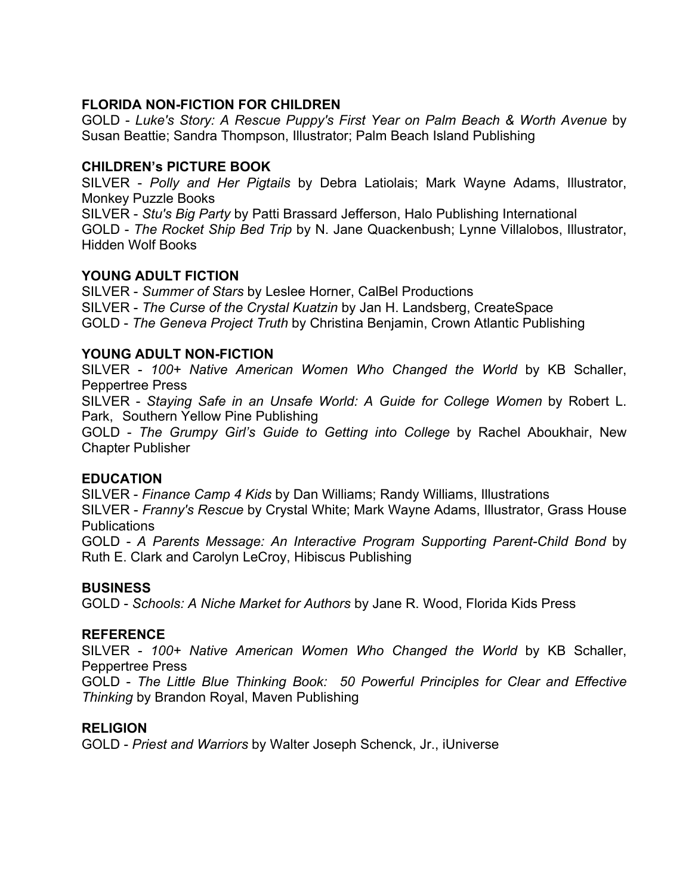**FLORIDA NON-FICTION FOR CHILDREN**
GOLD - *Luke's Story: A Rescue Puppy's First Year on Palm Beach & Worth Avenue* by Susan Beattie; Sandra Thompson, Illustrator; Palm Beach Island Publishing

**CHILDREN's PICTURE BOOK**
SILVER - *Polly and Her Pigtails* by Debra Latiolais; Mark Wayne Adams, Illustrator, Monkey Puzzle Books
SILVER - *Stu's Big Party* by Patti Brassard Jefferson, Halo Publishing International
GOLD - *The Rocket Ship Bed Trip* by N. Jane Quackenbush; Lynne Villalobos, Illustrator, Hidden Wolf Books

**YOUNG ADULT FICTION**
SILVER - *Summer of Stars* by Leslee Horner, CalBel Productions
SILVER - *The Curse of the Crystal Kuatzin* by Jan H. Landsberg, CreateSpace
GOLD - *The Geneva Project Truth* by Christina Benjamin, Crown Atlantic Publishing

**YOUNG ADULT NON-FICTION**
SILVER - *100+ Native American Women Who Changed the World* by KB Schaller, Peppertree Press
SILVER - *Staying Safe in an Unsafe World: A Guide for College Women* by Robert L. Park, Southern Yellow Pine Publishing
GOLD - *The Grumpy Girl's Guide to Getting into College* by Rachel Aboukhair, New Chapter Publisher

**EDUCATION**
SILVER - *Finance Camp 4 Kids* by Dan Williams; Randy Williams, Illustrations
SILVER - *Franny's Rescue* by Crystal White; Mark Wayne Adams, Illustrator, Grass House Publications
GOLD - *A Parents Message: An Interactive Program Supporting Parent-Child Bond* by Ruth E. Clark and Carolyn LeCroy, Hibiscus Publishing

**BUSINESS**
GOLD - *Schools: A Niche Market for Authors* by Jane R. Wood, Florida Kids Press

**REFERENCE**
SILVER - *100+ Native American Women Who Changed the World* by KB Schaller, Peppertree Press
GOLD - *The Little Blue Thinking Book: 50 Powerful Principles for Clear and Effective Thinking* by Brandon Royal, Maven Publishing

**RELIGION**
GOLD - *Priest and Warriors* by Walter Joseph Schenck, Jr., iUniverse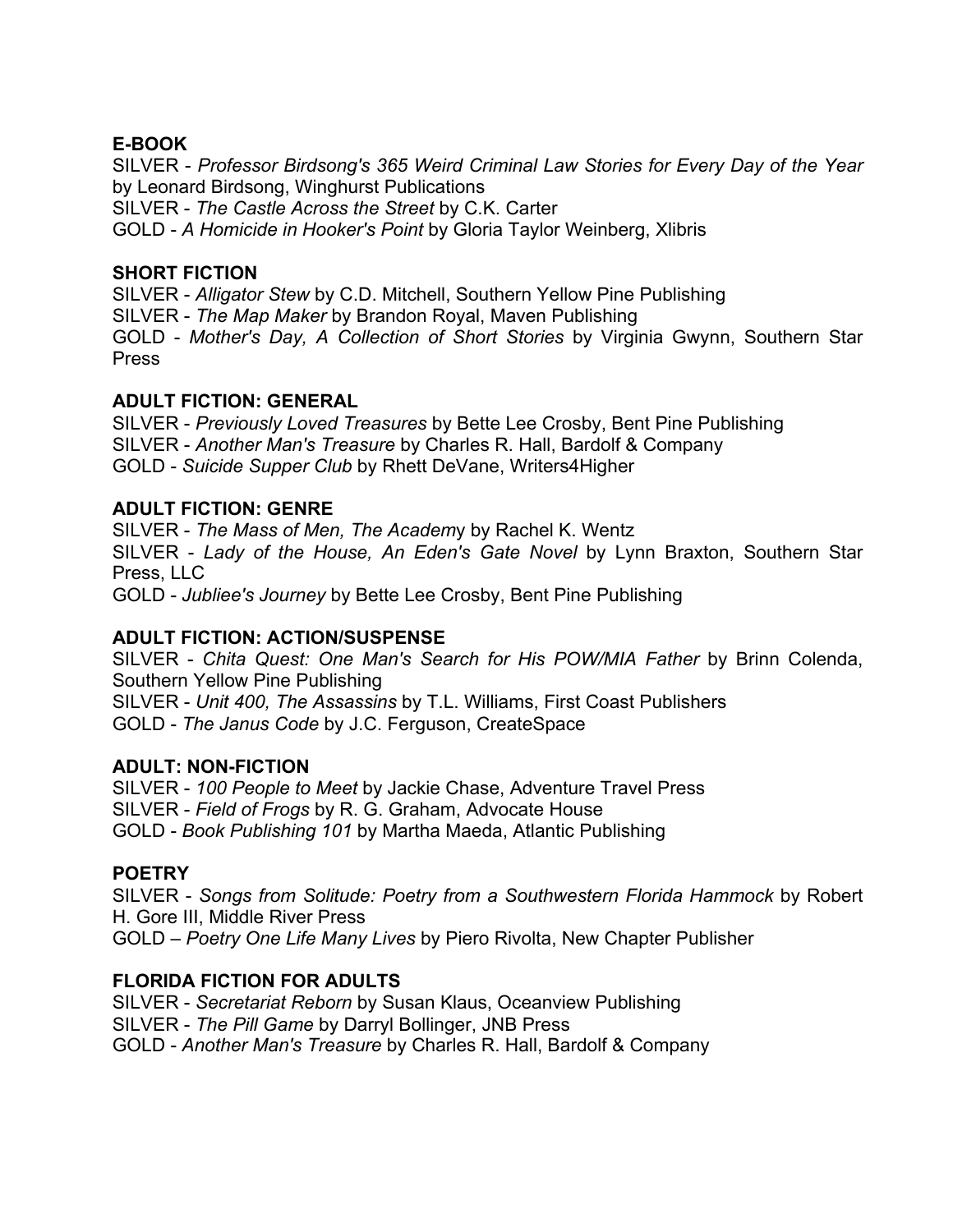**E-BOOK**

SILVER - *Professor Birdsong's 365 Weird Criminal Law Stories for Every Day of the Year* by Leonard Birdsong, Winghurst Publications
SILVER - *The Castle Across the Street* by C.K. Carter
GOLD - *A Homicide in Hooker's Point* by Gloria Taylor Weinberg, Xlibris

**SHORT FICTION**

SILVER - *Alligator Stew* by C.D. Mitchell, Southern Yellow Pine Publishing
SILVER - *The Map Maker* by Brandon Royal, Maven Publishing
GOLD - *Mother's Day, A Collection of Short Stories* by Virginia Gwynn, Southern Star Press

**ADULT FICTION: GENERAL**

SILVER - *Previously Loved Treasures* by Bette Lee Crosby, Bent Pine Publishing
SILVER - *Another Man's Treasure* by Charles R. Hall, Bardolf & Company
GOLD - *Suicide Supper Club* by Rhett DeVane, Writers4Higher

**ADULT FICTION: GENRE**

SILVER - *The Mass of Men, The Academ*y by Rachel K. Wentz
SILVER - *Lady of the House, An Eden's Gate Novel* by Lynn Braxton, Southern Star Press, LLC
GOLD - *Jubliee's Journey* by Bette Lee Crosby, Bent Pine Publishing

**ADULT FICTION: ACTION/SUSPENSE**

SILVER - *Chita Quest: One Man's Search for His POW/MIA Father* by Brinn Colenda, Southern Yellow Pine Publishing
SILVER - *Unit 400, The Assassins* by T.L. Williams, First Coast Publishers
GOLD - *The Janus Code* by J.C. Ferguson, CreateSpace

**ADULT: NON-FICTION**

SILVER - *100 People to Meet* by Jackie Chase, Adventure Travel Press
SILVER - *Field of Frogs* by R. G. Graham, Advocate House
GOLD - *Book Publishing 101* by Martha Maeda, Atlantic Publishing

**POETRY**

SILVER - *Songs from Solitude: Poetry from a Southwestern Florida Hammock* by Robert H. Gore III, Middle River Press
GOLD – *Poetry One Life Many Lives* by Piero Rivolta, New Chapter Publisher

**FLORIDA FICTION FOR ADULTS**

SILVER - *Secretariat Reborn* by Susan Klaus, Oceanview Publishing
SILVER - *The Pill Game* by Darryl Bollinger, JNB Press
GOLD - *Another Man's Treasure* by Charles R. Hall, Bardolf & Company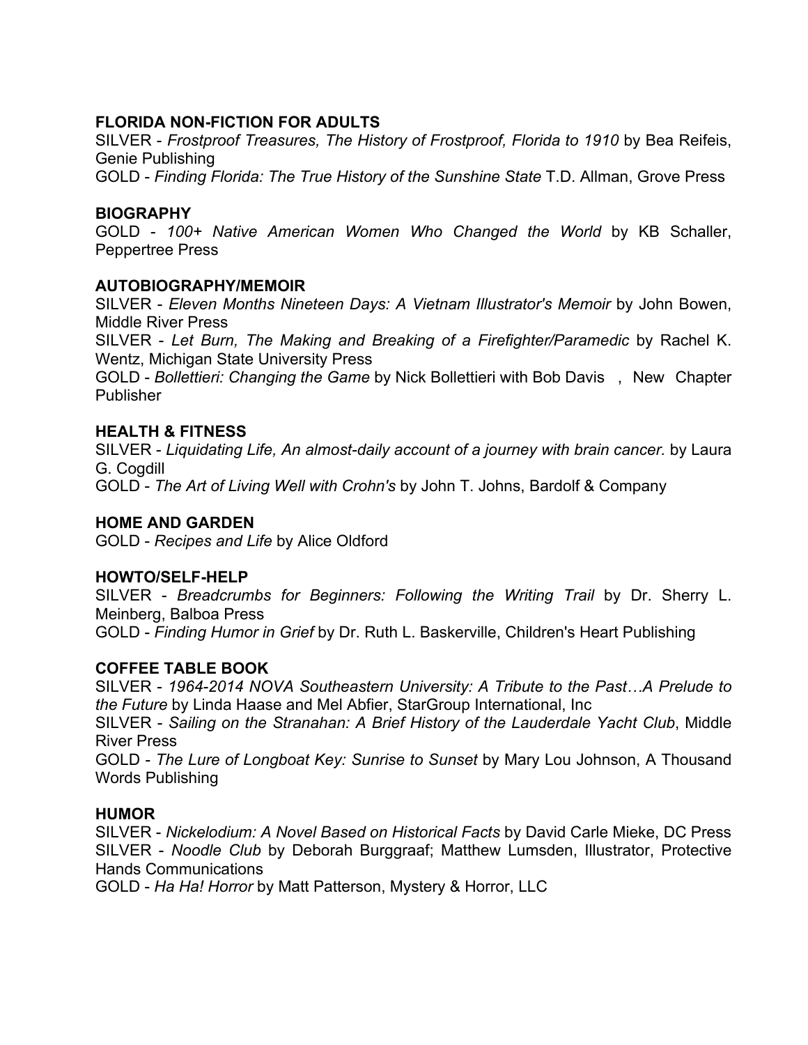### FLORIDA NON-FICTION FOR ADULTS

SILVER - *Frostproof Treasures, The History of Frostproof, Florida to 1910* by Bea Reifeis, Genie Publishing

GOLD - *Finding Florida: The True History of the Sunshine State* T.D. Allman, Grove Press

### BIOGRAPHY

GOLD - *100+ Native American Women Who Changed the World* by KB Schaller, Peppertree Press

### AUTOBIOGRAPHY/MEMOIR

SILVER - *Eleven Months Nineteen Days: A Vietnam Illustrator's Memoir* by John Bowen, Middle River Press

SILVER - *Let Burn, The Making and Breaking of a Firefighter/Paramedic* by Rachel K. Wentz, Michigan State University Press

GOLD - *Bollettieri: Changing the Game* by Nick Bollettieri with Bob Davis , New Chapter Publisher

### HEALTH & FITNESS

SILVER - *Liquidating Life, An almost-daily account of a journey with brain cancer.* by Laura G. Cogdill

GOLD - *The Art of Living Well with Crohn's* by John T. Johns, Bardolf & Company

### HOME AND GARDEN

GOLD - *Recipes and Life* by Alice Oldford

### HOWTO/SELF-HELP

SILVER - *Breadcrumbs for Beginners: Following the Writing Trail* by Dr. Sherry L. Meinberg, Balboa Press

GOLD - *Finding Humor in Grief* by Dr. Ruth L. Baskerville, Children's Heart Publishing

### COFFEE TABLE BOOK

SILVER - *1964-2014 NOVA Southeastern University: A Tribute to the Past…A Prelude to the Future* by Linda Haase and Mel Abfier, StarGroup International, Inc

SILVER - *Sailing on the Stranahan: A Brief History of the Lauderdale Yacht Club*, Middle River Press

GOLD - *The Lure of Longboat Key: Sunrise to Sunset* by Mary Lou Johnson, A Thousand Words Publishing

### HUMOR

SILVER - *Nickelodium: A Novel Based on Historical Facts* by David Carle Mieke, DC Press

SILVER - *Noodle Club* by Deborah Burggraaf; Matthew Lumsden, Illustrator, Protective Hands Communications

GOLD - *Ha Ha! Horror* by Matt Patterson, Mystery & Horror, LLC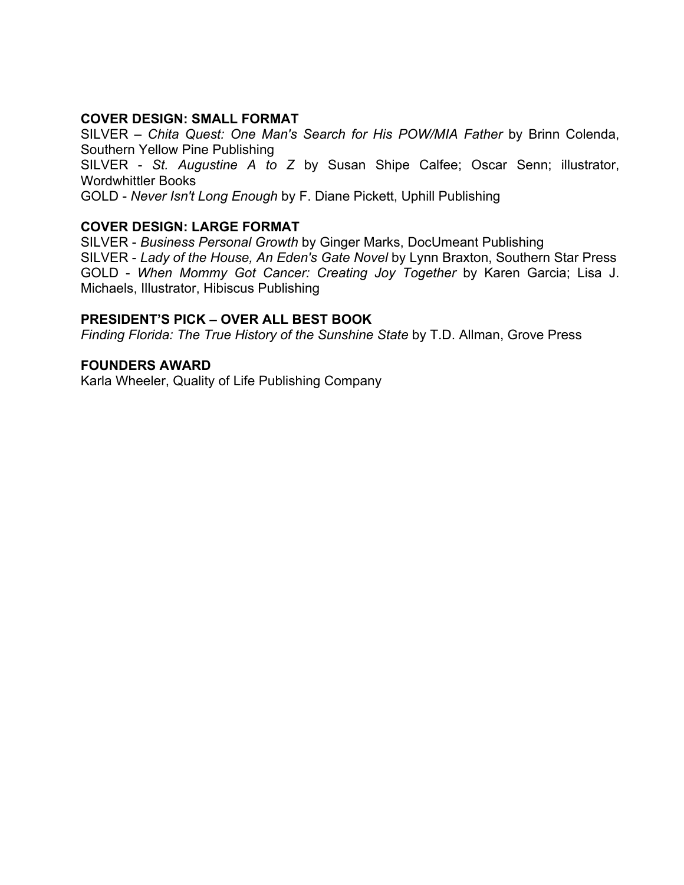**COVER DESIGN: SMALL FORMAT**
SILVER – *Chita Quest: One Man's Search for His POW/MIA Father* by Brinn Colenda, Southern Yellow Pine Publishing
SILVER - *St. Augustine A to Z* by Susan Shipe Calfee; Oscar Senn; illustrator, Wordwhittler Books
GOLD - *Never Isn't Long Enough* by F. Diane Pickett, Uphill Publishing

**COVER DESIGN: LARGE FORMAT**
SILVER - *Business Personal Growth* by Ginger Marks, DocUmeant Publishing
SILVER - *Lady of the House, An Eden's Gate Novel* by Lynn Braxton, Southern Star Press
GOLD - *When Mommy Got Cancer: Creating Joy Together* by Karen Garcia; Lisa J. Michaels, Illustrator, Hibiscus Publishing

**PRESIDENT'S PICK – OVER ALL BEST BOOK**
*Finding Florida: The True History of the Sunshine State* by T.D. Allman, Grove Press

**FOUNDERS AWARD**
Karla Wheeler, Quality of Life Publishing Company